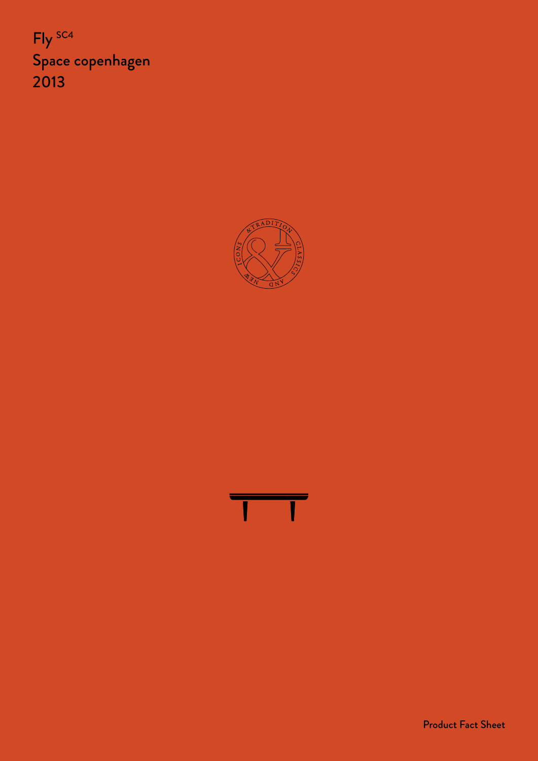# Fly SC4
Space copenhagen
2013

Product Fact Sheet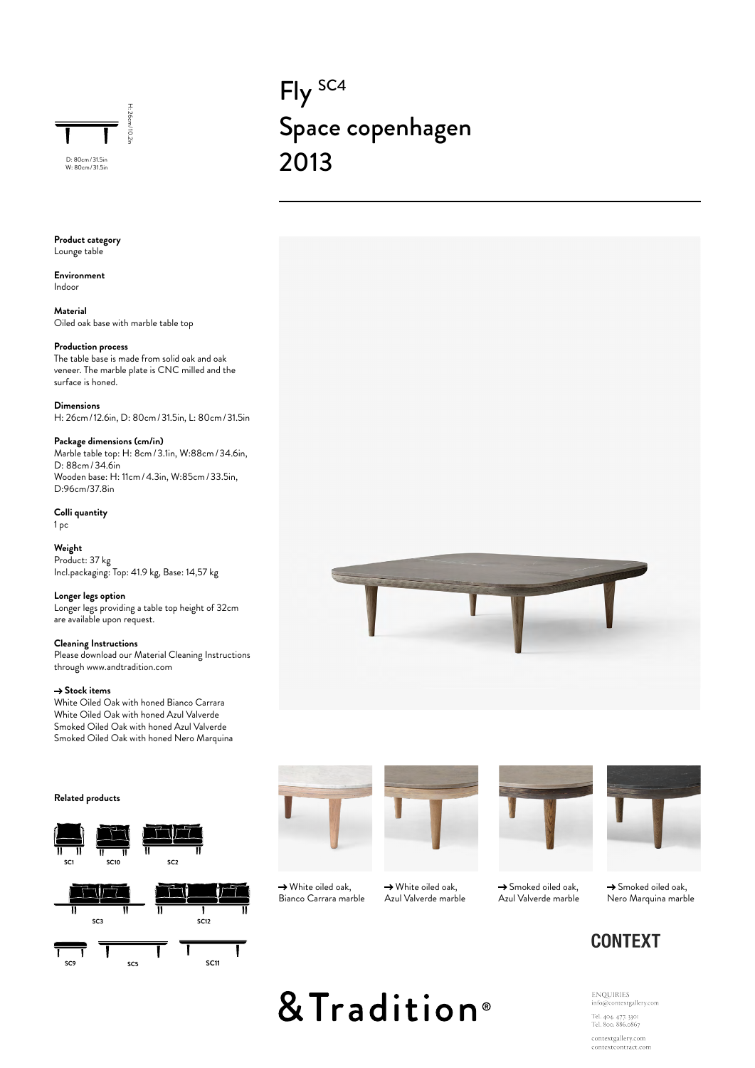H: 26cm / 10.2in

D: 80cm / 31.5in
W: 80cm / 31.5in

# Fly SC4
# Space copenhagen
# 2013

**Product category**
Lounge table

**Environment**
Indoor

**Material**
Oiled oak base with marble table top

**Production process**
The table base is made from solid oak and oak veneer. The marble plate is CNC milled and the surface is honed.

**Dimensions**
H: 26cm / 12.6in, D: 80cm / 31.5in, L: 80cm / 31.5in

**Package dimensions (cm/in)**
Marble table top: H: 8cm / 3.1in, W:88cm / 34.6in, D: 88cm / 34.6in
Wooden base: H: 11cm / 4.3in, W:85cm / 33.5in, D:96cm/37.8in

**Colli quantity**
1 pc

**Weight**
Product: 37 kg
Incl.packaging: Top: 41.9 kg, Base: 14,57 kg

**Longer legs option**
Longer legs providing a table top height of 32cm are available upon request.

**Cleaning Instructions**
Please download our Material Cleaning Instructions through www.andtradition.com

**→ Stock items**
White Oiled Oak with honed Bianco Carrara
White Oiled Oak with honed Azul Valverde
Smoked Oiled Oak with honed Azul Valverde
Smoked Oiled Oak with honed Nero Marquina

→ White oiled oak, Bianco Carrara marble

→ White oiled oak, Azul Valverde marble

→ Smoked oiled oak, Azul Valverde marble

→ Smoked oiled oak, Nero Marquina marble

**Related products**

SC1 SC10 SC2

SC3 SC12

SC9 SC5 SC11

&Tradition®

CONTEXT

ENQUIRIES
info@contextgallery.com

Tel. 404. 477. 3301
Tel. 800. 886.0867

contextgallery.com
contextcontract.com